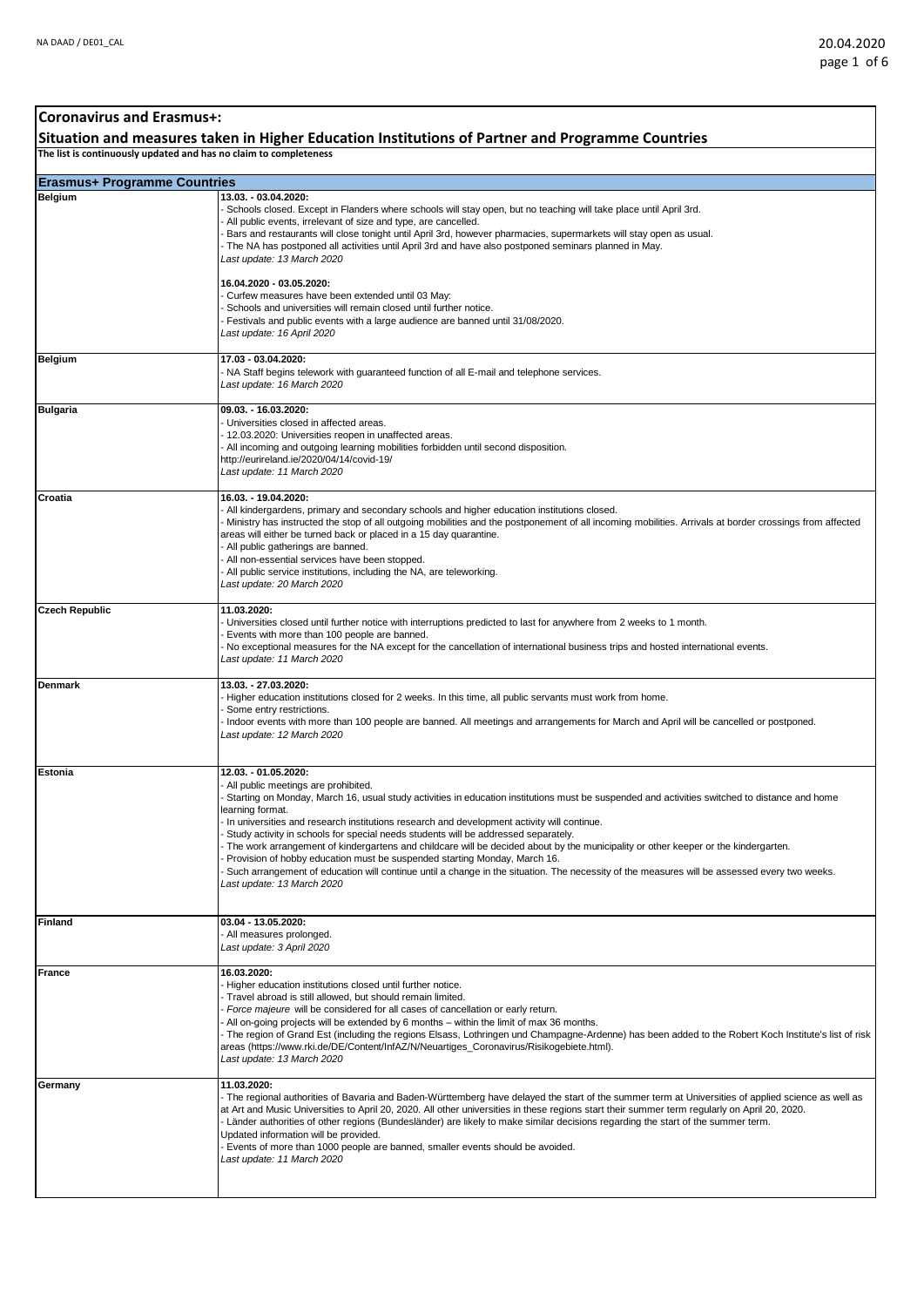# Coronavirus and Erasmus+:

## Situation and measures taken in Higher Education Institutions of Partner and Programme Countries

**The list is continuously updated and has no claim to completeness**

| Erasmus+ Programme Countries | |
|---|---|
| **Belgium** | **13.03. - 03.04.2020:**<br>- Schools closed. Except in Flanders where schools will stay open, but no teaching will take place until April 3rd.<br>- All public events, irrelevant of size and type, are cancelled.<br>- Bars and restaurants will close tonight until April 3rd, however pharmacies, supermarkets will stay open as usual.<br>- The NA has postponed all activities until April 3rd and have also postponed seminars planned in May.<br>*Last update: 13 March 2020*<br><br>**16.04.2020 - 03.05.2020:**<br>- Curfew measures have been extended until 03 May:<br>- Schools and universities will remain closed until further notice.<br>- Festivals and public events with a large audience are banned until 31/08/2020.<br>*Last update: 16 April 2020* |
| **Belgium** | **17.03 - 03.04.2020:**<br>- NA Staff begins telework with guaranteed function of all E-mail and telephone services.<br>*Last update: 16 March 2020* |
| **Bulgaria** | **09.03. - 16.03.2020:**<br>- Universities closed in affected areas.<br>- 12.03.2020: Universities reopen in unaffected areas.<br>- All incoming and outgoing learning mobilities forbidden until second disposition.<br>http://eurireland.ie/2020/04/14/covid-19/<br>*Last update: 11 March 2020* |
| **Croatia** | **16.03. - 19.04.2020:**<br>- All kindergardens, primary and secondary schools and higher education institutions closed.<br>- Ministry has instructed the stop of all outgoing mobilities and the postponement of all incoming mobilities. Arrivals at border crossings from affected areas will either be turned back or placed in a 15 day quarantine.<br>- All public gatherings are banned.<br>- All non-essential services have been stopped.<br>- All public service institutions, including the NA, are teleworking.<br>*Last update: 20 March 2020* |
| **Czech Republic** | **11.03.2020:**<br>- Universities closed until further notice with interruptions predicted to last for anywhere from 2 weeks to 1 month.<br>- Events with more than 100 people are banned.<br>- No exceptional measures for the NA except for the cancellation of international business trips and hosted international events.<br>*Last update: 11 March 2020* |
| **Denmark** | **13.03. - 27.03.2020:**<br>- Higher education institutions closed for 2 weeks. In this time, all public servants must work from home.<br>- Some entry restrictions.<br>- Indoor events with more than 100 people are banned. All meetings and arrangements for March and April will be cancelled or postponed.<br>*Last update: 12 March 2020* |
| **Estonia** | **12.03. - 01.05.2020:**<br>- All public meetings are prohibited.<br>- Starting on Monday, March 16, usual study activities in education institutions must be suspended and activities switched to distance and home learning format.<br>- In universities and research institutions research and development activity will continue.<br>- Study activity in schools for special needs students will be addressed separately.<br>- The work arrangement of kindergartens and childcare will be decided about by the municipality or other keeper or the kindergarten.<br>- Provision of hobby education must be suspended starting Monday, March 16.<br>- Such arrangement of education will continue until a change in the situation. The necessity of the measures will be assessed every two weeks.<br>*Last update: 13 March 2020* |
| **Finland** | **03.04 - 13.05.2020:**<br>- All measures prolonged.<br>*Last update: 3 April 2020* |
| **France** | **16.03.2020:**<br>- Higher education institutions closed until further notice.<br>- Travel abroad is still allowed, but should remain limited.<br>- *Force majeure* will be considered for all cases of cancellation or early return.<br>- All on-going projects will be extended by 6 months – within the limit of max 36 months.<br>- The region of Grand Est (including the regions Elsass, Lothringen und Champagne-Ardenne) has been added to the Robert Koch Institute's list of risk areas (https://www.rki.de/DE/Content/InfAZ/N/Neuartiges_Coronavirus/Risikogebiete.html).<br>*Last update: 13 March 2020* |
| **Germany** | **11.03.2020:**<br>- The regional authorities of Bavaria and Baden-Württemberg have delayed the start of the summer term at Universities of applied science as well as at Art and Music Universities to April 20, 2020. All other universities in these regions start their summer term regularly on April 20, 2020.<br>- Länder authorities of other regions (Bundesländer) are likely to make similar decisions regarding the start of the summer term.<br>Updated information will be provided.<br>- Events of more than 1000 people are banned, smaller events should be avoided.<br>*Last update: 11 March 2020* |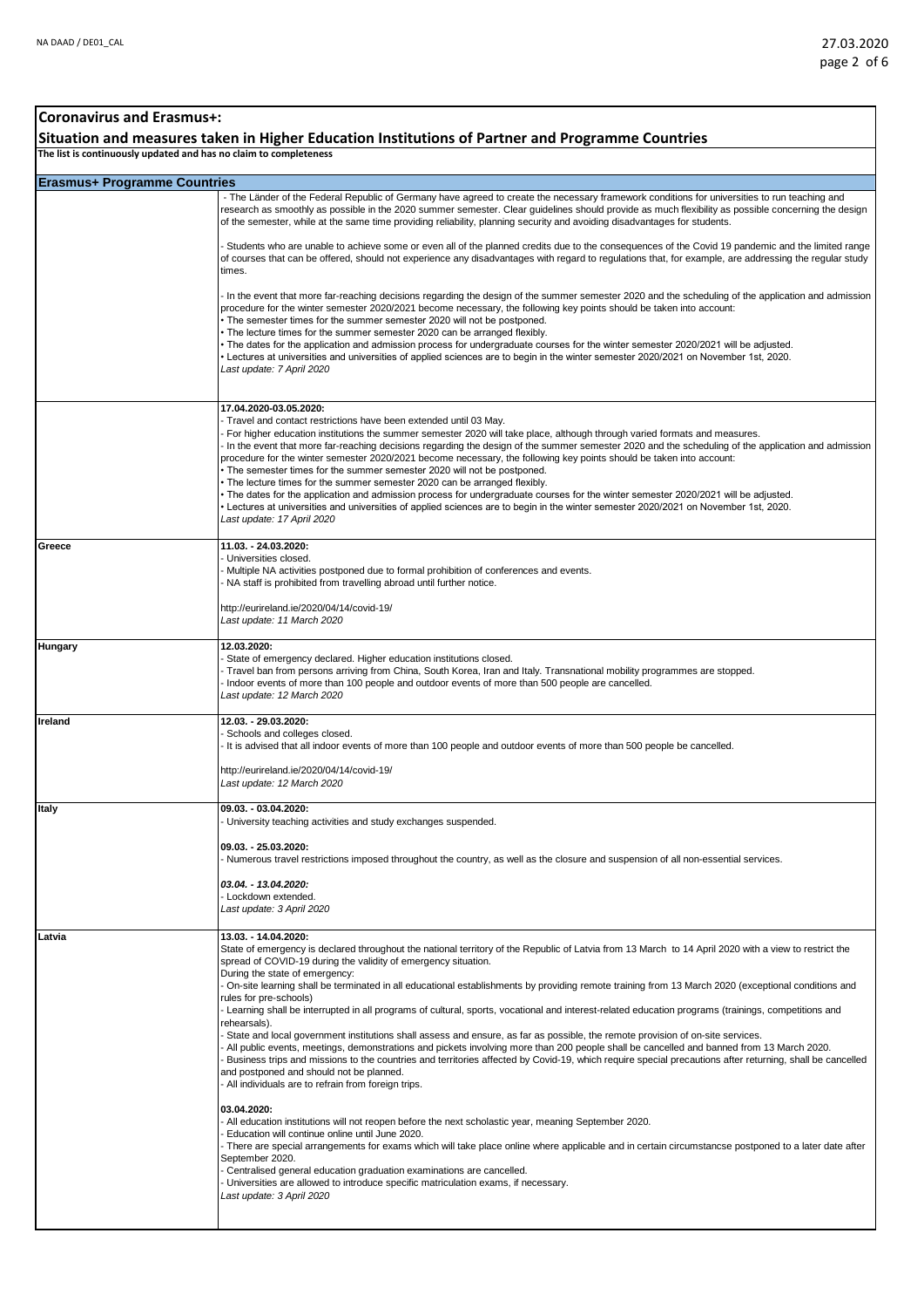## Coronavirus and Erasmus+:

## Situation and measures taken in Higher Education Institutions of Partner and Programme Countries

**The list is continuously updated and has no claim to completeness**

| **Erasmus+ Programme Countries** | |
|---|---|
| | - The Länder of the Federal Republic of Germany have agreed to create the necessary framework conditions for universities to run teaching and research as smoothly as possible in the 2020 summer semester. Clear guidelines should provide as much flexibility as possible concerning the design of the semester, while at the same time providing reliability, planning security and avoiding disadvantages for students.<br><br>- Students who are unable to achieve some or even all of the planned credits due to the consequences of the Covid 19 pandemic and the limited range of courses that can be offered, should not experience any disadvantages with regard to regulations that, for example, are addressing the regular study times.<br><br>- In the event that more far-reaching decisions regarding the design of the summer semester 2020 and the scheduling of the application and admission procedure for the winter semester 2020/2021 become necessary, the following key points should be taken into account:<br>• The semester times for the summer semester 2020 will not be postponed.<br>• The lecture times for the summer semester 2020 can be arranged flexibly.<br>• The dates for the application and admission process for undergraduate courses for the winter semester 2020/2021 will be adjusted.<br>• Lectures at universities and universities of applied sciences are to begin in the winter semester 2020/2021 on November 1st, 2020.<br>*Last update: 7 April 2020* |
| | **17.04.2020-03.05.2020:**<br>- Travel and contact restrictions have been extended until 03 May.<br>- For higher education institutions the summer semester 2020 will take place, although through varied formats and measures.<br>- In the event that more far-reaching decisions regarding the design of the summer semester 2020 and the scheduling of the application and admission procedure for the winter semester 2020/2021 become necessary, the following key points should be taken into account:<br>• The semester times for the summer semester 2020 will not be postponed.<br>• The lecture times for the summer semester 2020 can be arranged flexibly.<br>• The dates for the application and admission process for undergraduate courses for the winter semester 2020/2021 will be adjusted.<br>• Lectures at universities and universities of applied sciences are to begin in the winter semester 2020/2021 on November 1st, 2020.<br>*Last update: 17 April 2020* |
| **Greece** | **11.03. - 24.03.2020:**<br>- Universities closed.<br>- Multiple NA activities postponed due to formal prohibition of conferences and events.<br>- NA staff is prohibited from travelling abroad until further notice.<br><br>http://eurireland.ie/2020/04/14/covid-19/<br>*Last update: 11 March 2020* |
| **Hungary** | **12.03.2020:**<br>- State of emergency declared. Higher education institutions closed.<br>- Travel ban from persons arriving from China, South Korea, Iran and Italy. Transnational mobility programmes are stopped.<br>- Indoor events of more than 100 people and outdoor events of more than 500 people are cancelled.<br>*Last update: 12 March 2020* |
| **Ireland** | **12.03. - 29.03.2020:**<br>- Schools and colleges closed.<br>- It is advised that all indoor events of more than 100 people and outdoor events of more than 500 people be cancelled.<br><br>http://eurireland.ie/2020/04/14/covid-19/<br>*Last update: 12 March 2020* |
| **Italy** | **09.03. - 03.04.2020:**<br>- University teaching activities and study exchanges suspended.<br><br>**09.03. - 25.03.2020:**<br>- Numerous travel restrictions imposed throughout the country, as well as the closure and suspension of all non-essential services.<br><br>***03.04. - 13.04.2020:***<br>- Lockdown extended.<br>*Last update: 3 April 2020* |
| **Latvia** | **13.03. - 14.04.2020:**<br>State of emergency is declared throughout the national territory of the Republic of Latvia from 13 March to 14 April 2020 with a view to restrict the spread of COVID-19 during the validity of emergency situation.<br>During the state of emergency:<br>- On-site learning shall be terminated in all educational establishments by providing remote training from 13 March 2020 (exceptional conditions and rules for pre-schools)<br>- Learning shall be interrupted in all programs of cultural, sports, vocational and interest-related education programs (trainings, competitions and rehearsals).<br>- State and local government institutions shall assess and ensure, as far as possible, the remote provision of on-site services.<br>- All public events, meetings, demonstrations and pickets involving more than 200 people shall be cancelled and banned from 13 March 2020.<br>- Business trips and missions to the countries and territories affected by Covid-19, which require special precautions after returning, shall be cancelled and postponed and should not be planned.<br>- All individuals are to refrain from foreign trips.<br><br>**03.04.2020:**<br>- All education institutions will not reopen before the next scholastic year, meaning September 2020.<br>- Education will continue online until June 2020.<br>- There are special arrangements for exams which will take place online where applicable and in certain circumstancse postponed to a later date after September 2020.<br>- Centralised general education graduation examinations are cancelled.<br>- Universities are allowed to introduce specific matriculation exams, if necessary.<br>*Last update: 3 April 2020* |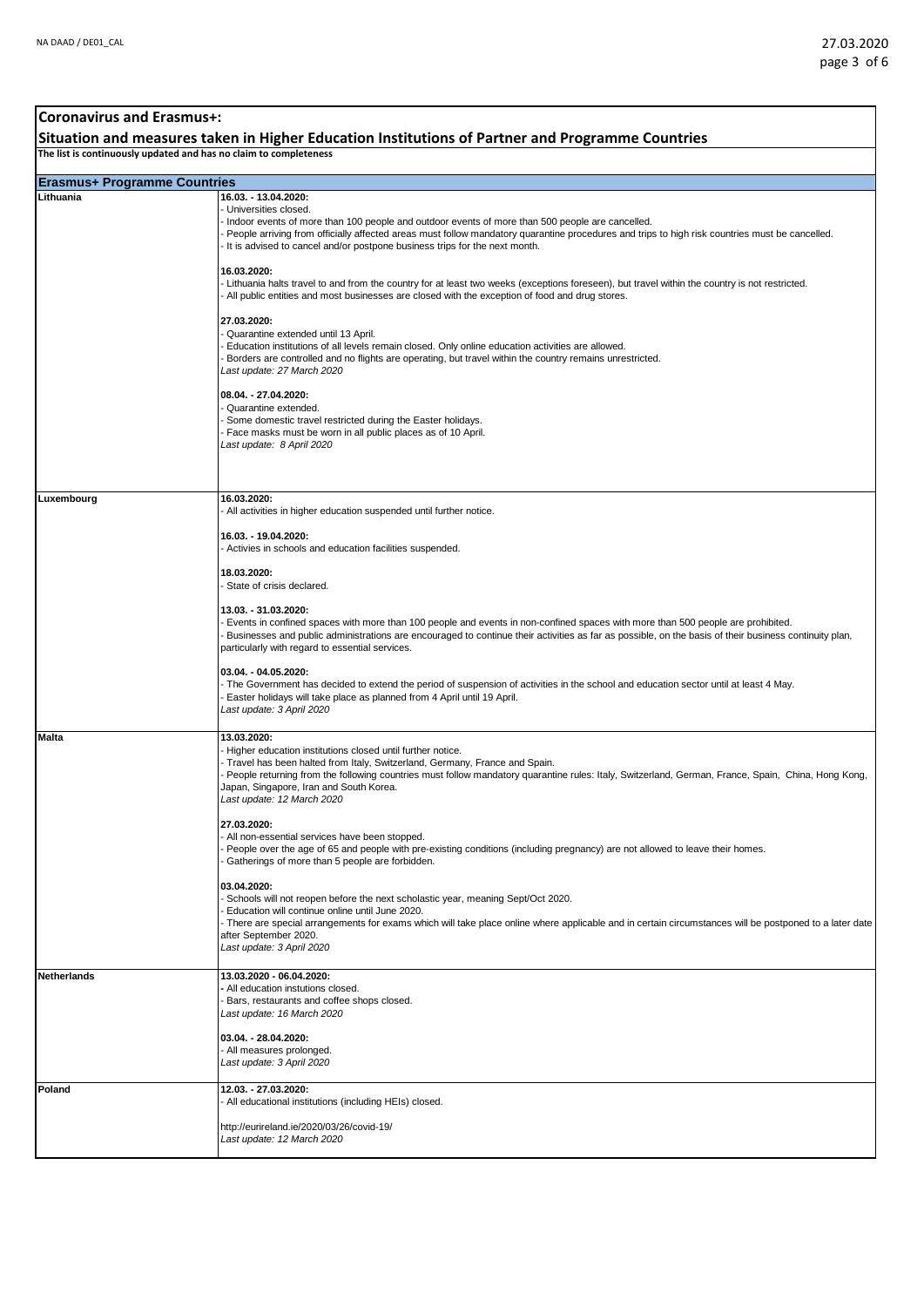## Coronavirus and Erasmus+:

## Situation and measures taken in Higher Education Institutions of Partner and Programme Countries

**The list is continuously updated and has no claim to completeness**

| **Erasmus+ Programme Countries** | |
|---|---|
| **Lithuania** | **16.03. - 13.04.2020:**<br>- Universities closed.<br>- Indoor events of more than 100 people and outdoor events of more than 500 people are cancelled.<br>- People arriving from officially affected areas must follow mandatory quarantine procedures and trips to high risk countries must be cancelled.<br>- It is advised to cancel and/or postpone business trips for the next month.<br><br>**16.03.2020:**<br>- Lithuania halts travel to and from the country for at least two weeks (exceptions foreseen), but travel within the country is not restricted.<br>- All public entities and most businesses are closed with the exception of food and drug stores.<br><br>**27.03.2020:**<br>- Quarantine extended until 13 April.<br>- Education institutions of all levels remain closed. Only online education activities are allowed.<br>- Borders are controlled and no flights are operating, but travel within the country remains unrestricted.<br>*Last update: 27 March 2020*<br><br>**08.04. - 27.04.2020:**<br>- Quarantine extended.<br>- Some domestic travel restricted during the Easter holidays.<br>- Face masks must be worn in all public places as of 10 April.<br>*Last update: 8 April 2020* |
| **Luxembourg** | **16.03.2020:**<br>- All activities in higher education suspended until further notice.<br><br>**16.03. - 19.04.2020:**<br>- Activies in schools and education facilities suspended.<br><br>**18.03.2020:**<br>- State of crisis declared.<br><br>**13.03. - 31.03.2020:**<br>- Events in confined spaces with more than 100 people and events in non-confined spaces with more than 500 people are prohibited.<br>- Businesses and public administrations are encouraged to continue their activities as far as possible, on the basis of their business continuity plan, particularly with regard to essential services.<br><br>**03.04. - 04.05.2020:**<br>- The Government has decided to extend the period of suspension of activities in the school and education sector until at least 4 May.<br>- Easter holidays will take place as planned from 4 April until 19 April.<br>*Last update: 3 April 2020* |
| **Malta** | **13.03.2020:**<br>- Higher education institutions closed until further notice.<br>- Travel has been halted from Italy, Switzerland, Germany, France and Spain.<br>- People returning from the following countries must follow mandatory quarantine rules: Italy, Switzerland, German, France, Spain, China, Hong Kong, Japan, Singapore, Iran and South Korea.<br>*Last update: 12 March 2020*<br><br>**27.03.2020:**<br>- All non-essential services have been stopped.<br>- People over the age of 65 and people with pre-existing conditions (including pregnancy) are not allowed to leave their homes.<br>- Gatherings of more than 5 people are forbidden.<br><br>**03.04.2020:**<br>- Schools will not reopen before the next scholastic year, meaning Sept/Oct 2020.<br>- Education will continue online until June 2020.<br>- There are special arrangements for exams which will take place online where applicable and in certain circumstances will be postponed to a later date after September 2020.<br>*Last update: 3 April 2020* |
| **Netherlands** | **13.03.2020 - 06.04.2020:**<br>- All education instutions closed.<br>- Bars, restaurants and coffee shops closed.<br>*Last update: 16 March 2020*<br><br>**03.04. - 28.04.2020:**<br>- All measures prolonged.<br>*Last update: 3 April 2020* |
| **Poland** | **12.03. - 27.03.2020:**<br>- All educational institutions (including HEIs) closed.<br><br>http://eurireland.ie/2020/03/26/covid-19/<br>*Last update: 12 March 2020* |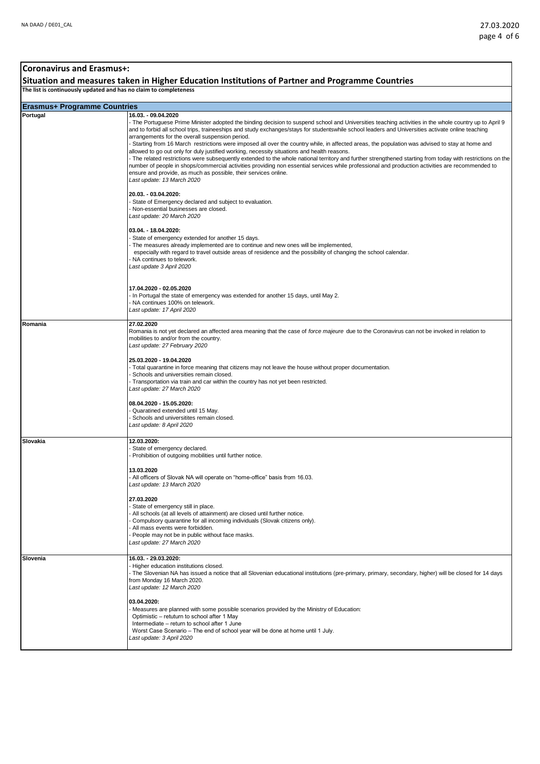# Coronavirus and Erasmus+:

## Situation and measures taken in Higher Education Institutions of Partner and Programme Countries

**The list is continuously updated and has no claim to completeness**

| **Erasmus+ Programme Countries** | |
|---|---|
| **Portugal** | **16.03. - 09.04.2020**<br>- The Portuguese Prime Minister adopted the binding decision to suspend school and Universities teaching activities in the whole country up to April 9 and to forbid all school trips, traineeships and study exchanges/stays for studentswhile school leaders and Universities activate online teaching arrangements for the overall suspension period.<br>- Starting from 16 March restrictions were imposed all over the country while, in affected areas, the population was advised to stay at home and allowed to go out only for duly justified working, necessity situations and health reasons.<br>- The related restrictions were subsequently extended to the whole national territory and further strengthened starting from today with restrictions on the number of people in shops/commercial activities providing non essential services while professional and production activities are recommended to ensure and provide, as much as possible, their services online.<br>*Last update: 13 March 2020*<br><br>**20.03. - 03.04.2020:**<br>- State of Emergency declared and subject to evaluation.<br>- Non-essential businesses are closed.<br>*Last update: 20 March 2020*<br><br>**03.04. - 18.04.2020:**<br>- State of emergency extended for another 15 days.<br>- The measures already implemented are to continue and new ones will be implemented, especially with regard to travel outside areas of residence and the possibility of changing the school calendar.<br>- NA continues to telework.<br>*Last update 3 April 2020*<br><br>**17.04.2020 - 02.05.2020**<br>- In Portugal the state of emergency was extended for another 15 days, until May 2.<br>- NA continues 100% on telework.<br>*Last update: 17 April 2020* |
| **Romania** | **27.02.2020**<br>Romania is not yet declared an affected area meaning that the case of *force majeure* due to the Coronavirus can not be invoked in relation to mobilities to and/or from the country.<br>*Last update: 27 February 2020*<br><br>**25.03.2020 - 19.04.2020**<br>- Total quarantine in force meaning that citizens may not leave the house without proper documentation.<br>- Schools and universities remain closed.<br>- Transportation via train and car within the country has not yet been restricted.<br>*Last update: 27 March 2020*<br><br>**08.04.2020 - 15.05.2020:**<br>- Quaratined extended until 15 May.<br>- Schools and universitites remain closed.<br>*Last update: 8 April 2020* |
| **Slovakia** | **12.03.2020:**<br>- State of emergency declared.<br>- Prohibition of outgoing mobilities until further notice.<br><br>**13.03.2020**<br>- All officers of Slovak NA will operate on "home-office" basis from 16.03.<br>*Last update: 13 March 2020*<br><br>**27.03.2020**<br>- State of emergency still in place.<br>- All schools (at all levels of attainment) are closed until further notice.<br>- Compulsory quarantine for all incoming individuals (Slovak citizens only).<br>- All mass events were forbidden.<br>- People may not be in public without face masks.<br>*Last update: 27 March 2020* |
| **Slovenia** | **16.03. - 29.03.2020:**<br>- Higher education institutions closed.<br>- The Slovenian NA has issued a notice that all Slovenian educational institutions (pre-primary, primary, secondary, higher) will be closed for 14 days from Monday 16 March 2020.<br>*Last update: 12 March 2020*<br><br>**03.04.2020:**<br>- Measures are planned with some possible scenarios provided by the Ministry of Education:<br>Optimistic – retuturn to school after 1 May<br>Intermediate – return to school after 1 June<br>Worst Case Scenario – The end of school year will be done at home until 1 July.<br>*Last update: 3 April 2020* |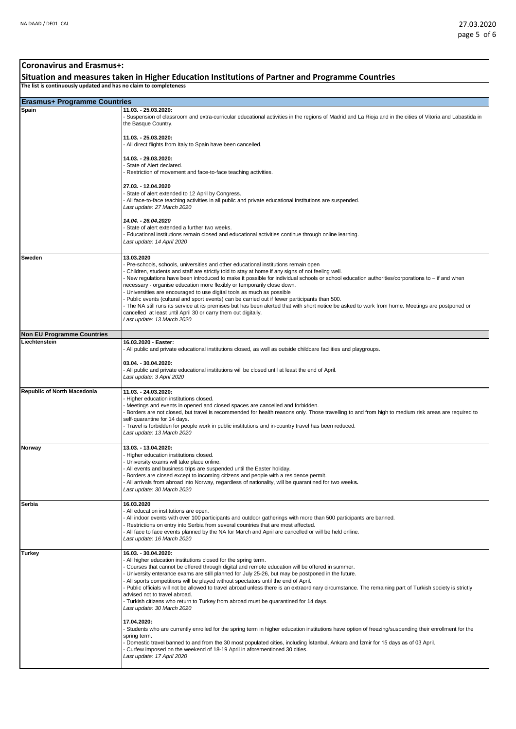## Coronavirus and Erasmus+:

## Situation and measures taken in Higher Education Institutions of Partner and Programme Countries

**The list is continuously updated and has no claim to completeness**

| **Erasmus+ Programme Countries** | |
|---|---|
| **Spain** | **11.03. - 25.03.2020:**<br>- Suspension of classroom and extra-curricular educational activities in the regions of Madrid and La Rioja and in the cities of Vitoria and Labastida in the Basque Country.<br><br>**11.03. - 25.03.2020:**<br>- All direct flights from Italy to Spain have been cancelled.<br><br>**14.03. - 29.03.2020:**<br>- State of Alert declared.<br>- Restriction of movement and face-to-face teaching activities.<br><br>**27.03. - 12.04.2020**<br>- State of alert extended to 12 April by Congress.<br>- All face-to-face teaching activities in all public and private educational institutions are suspended.<br>*Last update: 27 March 2020*<br><br>***14.04. - 26.04.2020***<br>- State of alert extended a further two weeks.<br>- Educational institutions remain closed and educational activities continue through online learning.<br>*Last update: 14 April 2020* |
| **Sweden** | **13.03.2020**<br>- Pre-schools, schools, universities and other educational institutions remain open<br>- Children, students and staff are strictly told to stay at home if any signs of not feeling well.<br>- New regulations have been introduced to make it possible for individual schools or school education authorities/corporations to – if and when necessary - organise education more flexibly or temporarily close down.<br>- Universities are encouraged to use digital tools as much as possible<br>- Public events (cultural and sport events) can be carried out if fewer participants than 500.<br>- The NA still runs its service at its premises but has been alerted that with short notice be asked to work from home. Meetings are postponed or cancelled at least until April 30 or carry them out digitally.<br>*Last update: 13 March 2020* |
| **Non EU Programme Countries** | |
| **Liechtenstein** | **16.03.2020 - Easter:**<br>- All public and private educational institutions closed, as well as outside childcare facilities and playgroups.<br><br>**03.04. - 30.04.2020:**<br>- All public and private educational institutions will be closed until at least the end of April.<br>*Last update: 3 April 2020* |
| **Republic of North Macedonia** | **11.03. - 24.03.2020:**<br>- Higher education institutions closed.<br>- Meetings and events in opened and closed spaces are cancelled and forbidden.<br>- Borders are not closed, but travel is recommended for health reasons only. Those travelling to and from high to medium risk areas are required to self-quarantine for 14 days.<br>- Travel is forbidden for people work in public institutions and in-country travel has been reduced.<br>*Last update: 13 March 2020* |
| **Norway** | **13.03. - 13.04.2020:**<br>- Higher education institutions closed.<br>- University exams will take place online.<br>- All events and business trips are suspended until the Easter holiday.<br>- Borders are closed except to incoming citizens and people with a residence permit.<br>- All arrivals from abroad into Norway, regardless of nationality, will be quarantined for two week**s.**<br>*Last update: 30 March 2020* |
| **Serbia** | **16.03.2020**<br>- All education institutions are open.<br>- All indoor events with over 100 participants and outdoor gatherings with more than 500 participants are banned.<br>- Restrictions on entry into Serbia from several countries that are most affected.<br>- All face to face events planned by the NA for March and April are cancelled or will be held online.<br>*Last update: 16 March 2020* |
| **Turkey** | **16.03. - 30.04.2020:**<br>- All higher education institutions closed for the spring term.<br>- Courses that cannot be offered through digital and remote education will be offered in summer.<br>- University enterance exams are still planned for July 25-26, but may be postponed in the future.<br>- All sports competitions will be played without spectators until the end of April.<br>- Public officials will not be allowed to travel abroad unless there is an extraordinary circumstance. The remaining part of Turkish society is strictly advised not to travel abroad.<br>- Turkish citizens who return to Turkey from abroad must be quarantined for 14 days.<br>*Last update: 30 March 2020*<br><br>**17.04.2020:**<br>- Students who are currently enrolled for the spring term in higher education institutions have option of freezing/suspending their enrollment for the spring term.<br>- Domestic travel banned to and from the 30 most populated cities, including İstanbul, Ankara and İzmir for 15 days as of 03 April.<br>- Curfew imposed on the weekend of 18-19 April in aforementioned 30 cities.<br>*Last update: 17 April 2020* |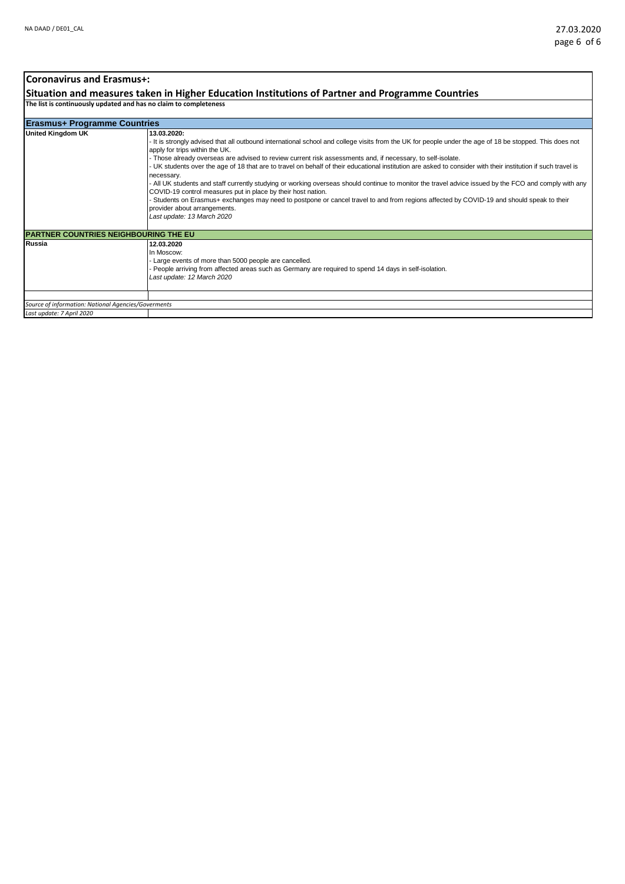# Coronavirus and Erasmus+:

## Situation and measures taken in Higher Education Institutions of Partner and Programme Countries

**The list is continuously updated and has no claim to completeness**

| | |
|---|---|
| **Erasmus+ Programme Countries** | |
| **United Kingdom UK** | **13.03.2020:**<br>- It is strongly advised that all outbound international school and college visits from the UK for people under the age of 18 be stopped. This does not apply for trips within the UK.<br>- Those already overseas are advised to review current risk assessments and, if necessary, to self-isolate.<br>- UK students over the age of 18 that are to travel on behalf of their educational institution are asked to consider with their institution if such travel is necessary.<br>- All UK students and staff currently studying or working overseas should continue to monitor the travel advice issued by the FCO and comply with any COVID-19 control measures put in place by their host nation.<br>- Students on Erasmus+ exchanges may need to postpone or cancel travel to and from regions affected by COVID-19 and should speak to their provider about arrangements.<br>*Last update: 13 March 2020* |
| **PARTNER COUNTRIES NEIGHBOURING THE EU** | |
| **Russia** | **12.03.2020**<br>In Moscow:<br>- Large events of more than 5000 people are cancelled.<br>- People arriving from affected areas such as Germany are required to spend 14 days in self-isolation.<br>*Last update: 12 March 2020* |
| | |
| *Source of information: National Agencies/Goverments* | |
| *Last update: 7 April 2020* | |